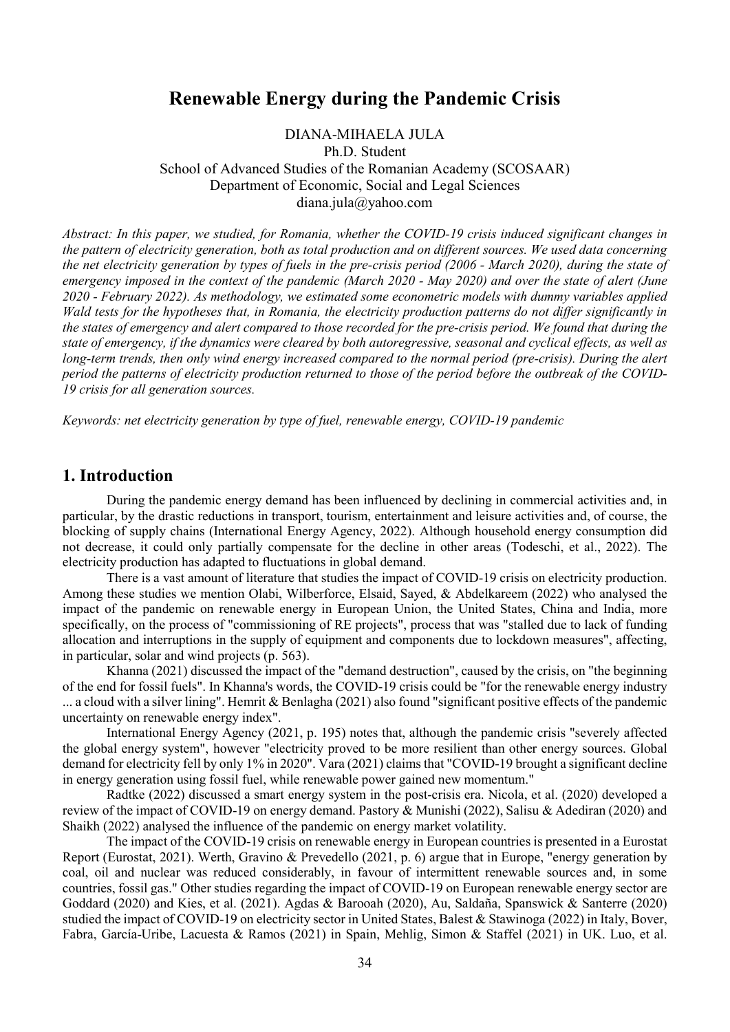# Renewable Energy during the Pandemic Crisis

DIANA-MIHAELA JULA
Ph.D. Student
School of Advanced Studies of the Romanian Academy (SCOSAAR)
Department of Economic, Social and Legal Sciences
diana.jula@yahoo.com

*Abstract: In this paper, we studied, for Romania, whether the COVID-19 crisis induced significant changes in the pattern of electricity generation, both as total production and on different sources. We used data concerning the net electricity generation by types of fuels in the pre-crisis period (2006 - March 2020), during the state of emergency imposed in the context of the pandemic (March 2020 - May 2020) and over the state of alert (June 2020 - February 2022). As methodology, we estimated some econometric models with dummy variables applied Wald tests for the hypotheses that, in Romania, the electricity production patterns do not differ significantly in the states of emergency and alert compared to those recorded for the pre-crisis period. We found that during the state of emergency, if the dynamics were cleared by both autoregressive, seasonal and cyclical effects, as well as long-term trends, then only wind energy increased compared to the normal period (pre-crisis). During the alert period the patterns of electricity production returned to those of the period before the outbreak of the COVID-19 crisis for all generation sources.*

*Keywords: net electricity generation by type of fuel, renewable energy, COVID-19 pandemic*

## 1. Introduction

During the pandemic energy demand has been influenced by declining in commercial activities and, in particular, by the drastic reductions in transport, tourism, entertainment and leisure activities and, of course, the blocking of supply chains (International Energy Agency, 2022). Although household energy consumption did not decrease, it could only partially compensate for the decline in other areas (Todeschi, et al., 2022). The electricity production has adapted to fluctuations in global demand.

There is a vast amount of literature that studies the impact of COVID-19 crisis on electricity production. Among these studies we mention Olabi, Wilberforce, Elsaid, Sayed, & Abdelkareem (2022) who analysed the impact of the pandemic on renewable energy in European Union, the United States, China and India, more specifically, on the process of "commissioning of RE projects", process that was "stalled due to lack of funding allocation and interruptions in the supply of equipment and components due to lockdown measures", affecting, in particular, solar and wind projects (p. 563).

Khanna (2021) discussed the impact of the "demand destruction", caused by the crisis, on "the beginning of the end for fossil fuels". In Khanna's words, the COVID-19 crisis could be "for the renewable energy industry ... a cloud with a silver lining". Hemrit & Benlagha (2021) also found "significant positive effects of the pandemic uncertainty on renewable energy index".

International Energy Agency (2021, p. 195) notes that, although the pandemic crisis "severely affected the global energy system", however "electricity proved to be more resilient than other energy sources. Global demand for electricity fell by only 1% in 2020". Vara (2021) claims that "COVID-19 brought a significant decline in energy generation using fossil fuel, while renewable power gained new momentum."

Radtke (2022) discussed a smart energy system in the post-crisis era. Nicola, et al. (2020) developed a review of the impact of COVID-19 on energy demand. Pastory & Munishi (2022), Salisu & Adediran (2020) and Shaikh (2022) analysed the influence of the pandemic on energy market volatility.

The impact of the COVID-19 crisis on renewable energy in European countries is presented in a Eurostat Report (Eurostat, 2021). Werth, Gravino & Prevedello (2021, p. 6) argue that in Europe, "energy generation by coal, oil and nuclear was reduced considerably, in favour of intermittent renewable sources and, in some countries, fossil gas." Other studies regarding the impact of COVID-19 on European renewable energy sector are Goddard (2020) and Kies, et al. (2021). Agdas & Barooah (2020), Au, Saldaña, Spanswick & Santerre (2020) studied the impact of COVID-19 on electricity sector in United States, Balest & Stawinoga (2022) in Italy, Bover, Fabra, García-Uribe, Lacuesta & Ramos (2021) in Spain, Mehlig, Simon & Staffel (2021) in UK. Luo, et al.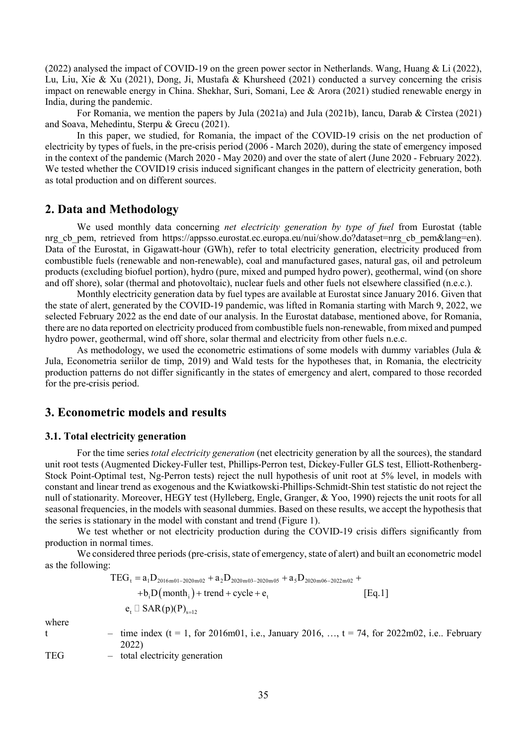(2022) analysed the impact of COVID-19 on the green power sector in Netherlands. Wang, Huang & Li (2022), Lu, Liu, Xie & Xu (2021), Dong, Ji, Mustafa & Khursheed (2021) conducted a survey concerning the crisis impact on renewable energy in China. Shekhar, Suri, Somani, Lee & Arora (2021) studied renewable energy in India, during the pandemic.

For Romania, we mention the papers by Jula (2021a) and Jula (2021b), Iancu, Darab & Cîrstea (2021) and Soava, Mehedintu, Sterpu & Grecu (2021).

In this paper, we studied, for Romania, the impact of the COVID-19 crisis on the net production of electricity by types of fuels, in the pre-crisis period (2006 - March 2020), during the state of emergency imposed in the context of the pandemic (March 2020 - May 2020) and over the state of alert (June 2020 - February 2022). We tested whether the COVID19 crisis induced significant changes in the pattern of electricity generation, both as total production and on different sources.

## 2. Data and Methodology

We used monthly data concerning *net electricity generation by type of fuel* from Eurostat (table nrg_cb_pem, retrieved from https://appsso.eurostat.ec.europa.eu/nui/show.do?dataset=nrg_cb_pem&lang=en). Data of the Eurostat, in Gigawatt-hour (GWh), refer to total electricity generation, electricity produced from combustible fuels (renewable and non-renewable), coal and manufactured gases, natural gas, oil and petroleum products (excluding biofuel portion), hydro (pure, mixed and pumped hydro power), geothermal, wind (on shore and off shore), solar (thermal and photovoltaic), nuclear fuels and other fuels not elsewhere classified (n.e.c.).

Monthly electricity generation data by fuel types are available at Eurostat since January 2016. Given that the state of alert, generated by the COVID-19 pandemic, was lifted in Romania starting with March 9, 2022, we selected February 2022 as the end date of our analysis. In the Eurostat database, mentioned above, for Romania, there are no data reported on electricity produced from combustible fuels non-renewable, from mixed and pumped hydro power, geothermal, wind off shore, solar thermal and electricity from other fuels n.e.c.

As methodology, we used the econometric estimations of some models with dummy variables (Jula & Jula, Econometria seriilor de timp, 2019) and Wald tests for the hypotheses that, in Romania, the electricity production patterns do not differ significantly in the states of emergency and alert, compared to those recorded for the pre-crisis period.

## 3. Econometric models and results

### 3.1. Total electricity generation

For the time series *total electricity generation* (net electricity generation by all the sources), the standard unit root tests (Augmented Dickey-Fuller test, Phillips-Perron test, Dickey-Fuller GLS test, Elliott-Rothenberg-Stock Point-Optimal test, Ng-Perron tests) reject the null hypothesis of unit root at 5% level, in models with constant and linear trend as exogenous and the Kwiatkowski-Phillips-Schmidt-Shin test statistic do not reject the null of stationarity. Moreover, HEGY test (Hylleberg, Engle, Granger, & Yoo, 1990) rejects the unit roots for all seasonal frequencies, in the models with seasonal dummies. Based on these results, we accept the hypothesis that the series is stationary in the model with constant and trend (Figure 1).

We test whether or not electricity production during the COVID-19 crisis differs significantly from production in normal times.

We considered three periods (pre-crisis, state of emergency, state of alert) and built an econometric model as the following:

$$\begin{aligned} TEG_t &= a_1 D_{2016m01-2020m02} + a_2 D_{2020m03-2020m05} + a_5 D_{2020m06-2022m02} + \\ &\quad + b_i D(month_i) + trend + cycle + e_t \qquad [Eq.1] \\ e_t &\sim SAR(p)(P)_{s=12} \end{aligned}$$

where

t – time index (t = 1, for 2016m01, i.e., January 2016, …, t = 74, for 2022m02, i.e.. February 2022)

TEG – total electricity generation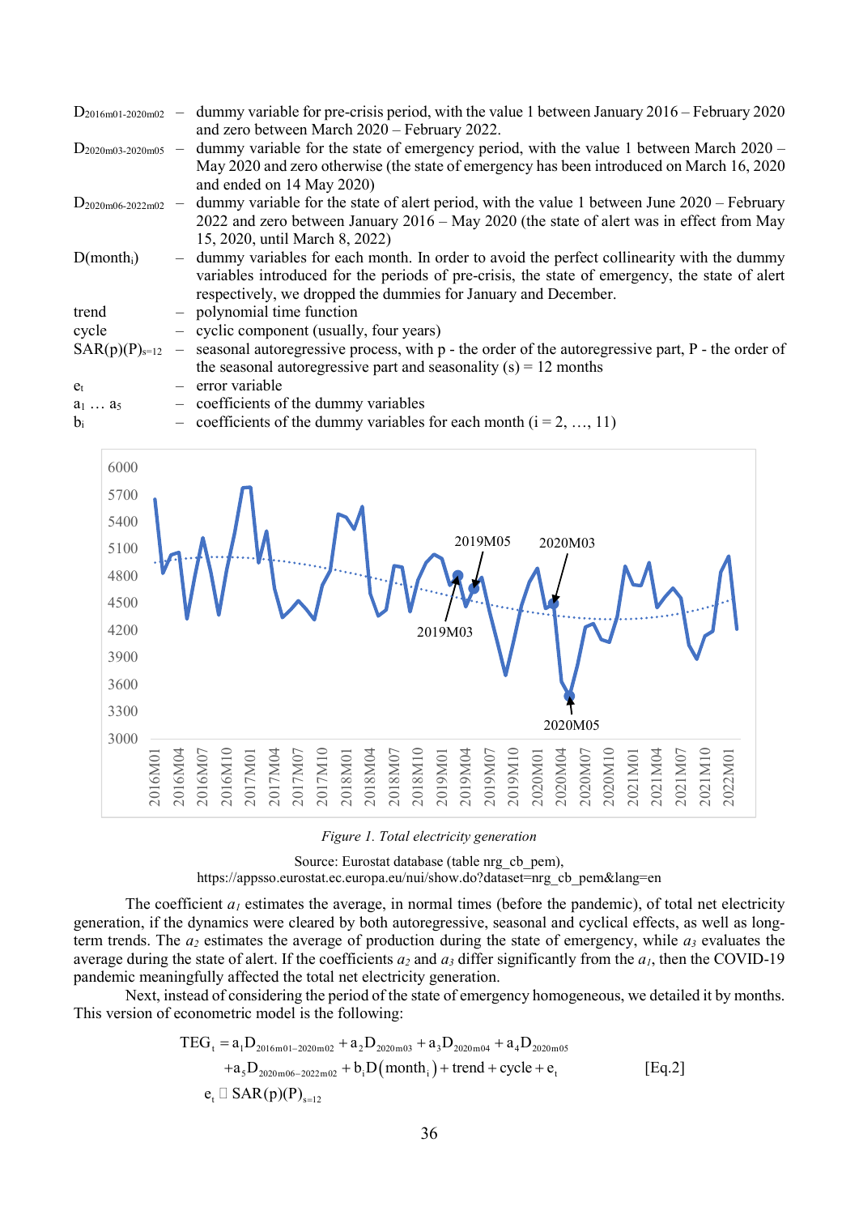| | | |
|---|---|---|
| $D_{2016m01\text{-}2020m02}$ | – | dummy variable for pre-crisis period, with the value 1 between January 2016 – February 2020 and zero between March 2020 – February 2022. |
| $D_{2020m03\text{-}2020m05}$ | – | dummy variable for the state of emergency period, with the value 1 between March 2020 – May 2020 and zero otherwise (the state of emergency has been introduced on March 16, 2020 and ended on 14 May 2020) |
| $D_{2020m06\text{-}2022m02}$ | – | dummy variable for the state of alert period, with the value 1 between June 2020 – February 2022 and zero between January 2016 – May 2020 (the state of alert was in effect from May 15, 2020, until March 8, 2022) |
| $D(month_i)$ | – | dummy variables for each month. In order to avoid the perfect collinearity with the dummy variables introduced for the periods of pre-crisis, the state of emergency, the state of alert respectively, we dropped the dummies for January and December. |
| trend | – | polynomial time function |
| cycle | – | cyclic component (usually, four years) |
| $SAR(p)(P)_{s=12}$ | – | seasonal autoregressive process, with p - the order of the autoregressive part, P - the order of the seasonal autoregressive part and seasonality (s) = 12 months |
| $e_t$ | – | error variable |
| $a_1 \ldots a_5$ | – | coefficients of the dummy variables |
| $b_i$ | – | coefficients of the dummy variables for each month (i = 2, …, 11) |

*Figure 1. Total electricity generation*

Source: Eurostat database (table nrg_cb_pem), https://appsso.eurostat.ec.europa.eu/nui/show.do?dataset=nrg_cb_pem&lang=en

The coefficient $a_1$ estimates the average, in normal times (before the pandemic), of total net electricity generation, if the dynamics were cleared by both autoregressive, seasonal and cyclical effects, as well as long-term trends. The $a_2$ estimates the average of production during the state of emergency, while $a_3$ evaluates the average during the state of alert. If the coefficients $a_2$ and $a_3$ differ significantly from the $a_1$, then the COVID-19 pandemic meaningfully affected the total net electricity generation.

Next, instead of considering the period of the state of emergency homogeneous, we detailed it by months. This version of econometric model is the following:

$$
\begin{aligned}
TEG_t &= a_1 D_{2016m01-2020m02} + a_2 D_{2020m03} + a_3 D_{2020m04} + a_4 D_{2020m05} \\
&\quad + a_5 D_{2020m06-2022m02} + b_i D(month_i) + trend + cycle + e_t \qquad \text{[Eq.2]} \\
e_t &\sim SAR(p)(P)_{s=12}
\end{aligned}
$$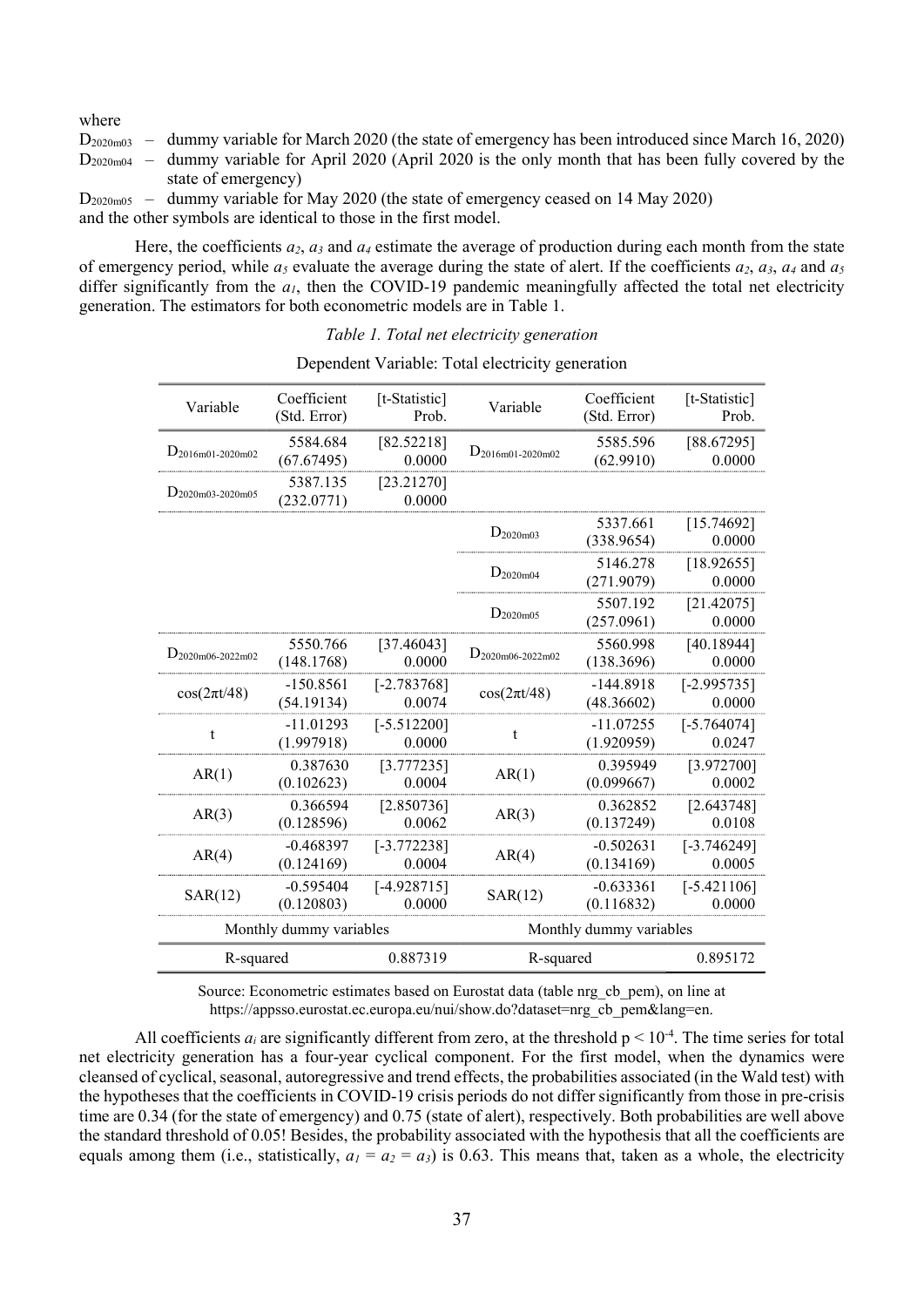where

$D_{2020m03}$ – dummy variable for March 2020 (the state of emergency has been introduced since March 16, 2020)

$D_{2020m04}$ – dummy variable for April 2020 (April 2020 is the only month that has been fully covered by the state of emergency)

$D_{2020m05}$ – dummy variable for May 2020 (the state of emergency ceased on 14 May 2020)

and the other symbols are identical to those in the first model.

Here, the coefficients $a_2$, $a_3$ and $a_4$ estimate the average of production during each month from the state of emergency period, while $a_5$ evaluate the average during the state of alert. If the coefficients $a_2$, $a_3$, $a_4$ and $a_5$ differ significantly from the $a_1$, then the COVID-19 pandemic meaningfully affected the total net electricity generation. The estimators for both econometric models are in Table 1.

*Table 1. Total net electricity generation*

Dependent Variable: Total electricity generation

| Variable | Coefficient (Std. Error) | [t-Statistic] Prob. | Variable | Coefficient (Std. Error) | [t-Statistic] Prob. |
|---|---|---|---|---|---|
| $D_{2016m01-2020m02}$ | 5584.684 (67.67495) | [82.52218] 0.0000 | $D_{2016m01-2020m02}$ | 5585.596 (62.9910) | [88.67295] 0.0000 |
| $D_{2020m03-2020m05}$ | 5387.135 (232.0771) | [23.21270] 0.0000 | | | |
| | | | $D_{2020m03}$ | 5337.661 (338.9654) | [15.74692] 0.0000 |
| | | | $D_{2020m04}$ | 5146.278 (271.9079) | [18.92655] 0.0000 |
| | | | $D_{2020m05}$ | 5507.192 (257.0961) | [21.42075] 0.0000 |
| $D_{2020m06-2022m02}$ | 5550.766 (148.1768) | [37.46043] 0.0000 | $D_{2020m06-2022m02}$ | 5560.998 (138.3696) | [40.18944] 0.0000 |
| $\cos(2\pi t/48)$ | -150.8561 (54.19134) | [-2.783768] 0.0074 | $\cos(2\pi t/48)$ | -144.8918 (48.36602) | [-2.995735] 0.0000 |
| t | -11.01293 (1.997918) | [-5.512200] 0.0000 | t | -11.07255 (1.920959) | [-5.764074] 0.0247 |
| AR(1) | 0.387630 (0.102623) | [3.777235] 0.0004 | AR(1) | 0.395949 (0.099667) | [3.972700] 0.0002 |
| AR(3) | 0.366594 (0.128596) | [2.850736] 0.0062 | AR(3) | 0.362852 (0.137249) | [2.643748] 0.0108 |
| AR(4) | -0.468397 (0.124169) | [-3.772238] 0.0004 | AR(4) | -0.502631 (0.134169) | [-3.746249] 0.0005 |
| SAR(12) | -0.595404 (0.120803) | [-4.928715] 0.0000 | SAR(12) | -0.633361 (0.116832) | [-5.421106] 0.0000 |
| Monthly dummy variables | | | Monthly dummy variables | | |
| R-squared | | 0.887319 | R-squared | | 0.895172 |

Source: Econometric estimates based on Eurostat data (table nrg_cb_pem), on line at https://appsso.eurostat.ec.europa.eu/nui/show.do?dataset=nrg_cb_pem&lang=en.

All coefficients $a_i$ are significantly different from zero, at the threshold $p < 10^{-4}$. The time series for total net electricity generation has a four-year cyclical component. For the first model, when the dynamics were cleansed of cyclical, seasonal, autoregressive and trend effects, the probabilities associated (in the Wald test) with the hypotheses that the coefficients in COVID-19 crisis periods do not differ significantly from those in pre-crisis time are 0.34 (for the state of emergency) and 0.75 (state of alert), respectively. Both probabilities are well above the standard threshold of 0.05! Besides, the probability associated with the hypothesis that all the coefficients are equals among them (i.e., statistically, $a_1 = a_2 = a_3$) is 0.63. This means that, taken as a whole, the electricity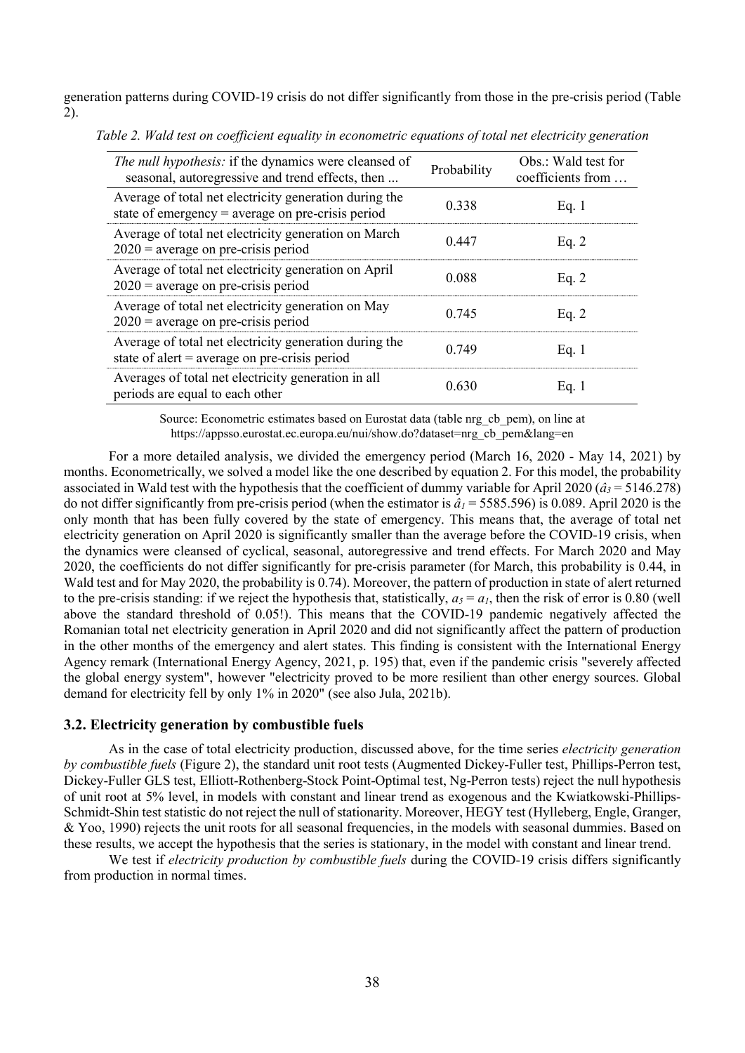generation patterns during COVID-19 crisis do not differ significantly from those in the pre-crisis period (Table 2).

*Table 2. Wald test on coefficient equality in econometric equations of total net electricity generation*

| *The null hypothesis:* if the dynamics were cleansed of seasonal, autoregressive and trend effects, then ... | Probability | Obs.: Wald test for coefficients from … |
|---|---|---|
| Average of total net electricity generation during the state of emergency = average on pre-crisis period | 0.338 | Eq. 1 |
| Average of total net electricity generation on March 2020 = average on pre-crisis period | 0.447 | Eq. 2 |
| Average of total net electricity generation on April 2020 = average on pre-crisis period | 0.088 | Eq. 2 |
| Average of total net electricity generation on May 2020 = average on pre-crisis period | 0.745 | Eq. 2 |
| Average of total net electricity generation during the state of alert = average on pre-crisis period | 0.749 | Eq. 1 |
| Averages of total net electricity generation in all periods are equal to each other | 0.630 | Eq. 1 |

Source: Econometric estimates based on Eurostat data (table nrg_cb_pem), on line at https://appsso.eurostat.ec.europa.eu/nui/show.do?dataset=nrg_cb_pem&lang=en

For a more detailed analysis, we divided the emergency period (March 16, 2020 - May 14, 2021) by months. Econometrically, we solved a model like the one described by equation 2. For this model, the probability associated in Wald test with the hypothesis that the coefficient of dummy variable for April 2020 ($\hat{a}_3 = 5146.278$) do not differ significantly from pre-crisis period (when the estimator is $\hat{a}_1 = 5585.596$) is 0.089. April 2020 is the only month that has been fully covered by the state of emergency. This means that, the average of total net electricity generation on April 2020 is significantly smaller than the average before the COVID-19 crisis, when the dynamics were cleansed of cyclical, seasonal, autoregressive and trend effects. For March 2020 and May 2020, the coefficients do not differ significantly for pre-crisis parameter (for March, this probability is 0.44, in Wald test and for May 2020, the probability is 0.74). Moreover, the pattern of production in state of alert returned to the pre-crisis standing: if we reject the hypothesis that, statistically, $a_5 = a_1$, then the risk of error is 0.80 (well above the standard threshold of 0.05!). This means that the COVID-19 pandemic negatively affected the Romanian total net electricity generation in April 2020 and did not significantly affect the pattern of production in the other months of the emergency and alert states. This finding is consistent with the International Energy Agency remark (International Energy Agency, 2021, p. 195) that, even if the pandemic crisis "severely affected the global energy system", however "electricity proved to be more resilient than other energy sources. Global demand for electricity fell by only 1% in 2020" (see also Jula, 2021b).

### 3.2. Electricity generation by combustible fuels

As in the case of total electricity production, discussed above, for the time series *electricity generation by combustible fuels* (Figure 2), the standard unit root tests (Augmented Dickey-Fuller test, Phillips-Perron test, Dickey-Fuller GLS test, Elliott-Rothenberg-Stock Point-Optimal test, Ng-Perron tests) reject the null hypothesis of unit root at 5% level, in models with constant and linear trend as exogenous and the Kwiatkowski-Phillips-Schmidt-Shin test statistic do not reject the null of stationarity. Moreover, HEGY test (Hylleberg, Engle, Granger, & Yoo, 1990) rejects the unit roots for all seasonal frequencies, in the models with seasonal dummies. Based on these results, we accept the hypothesis that the series is stationary, in the model with constant and linear trend.

We test if *electricity production by combustible fuels* during the COVID-19 crisis differs significantly from production in normal times.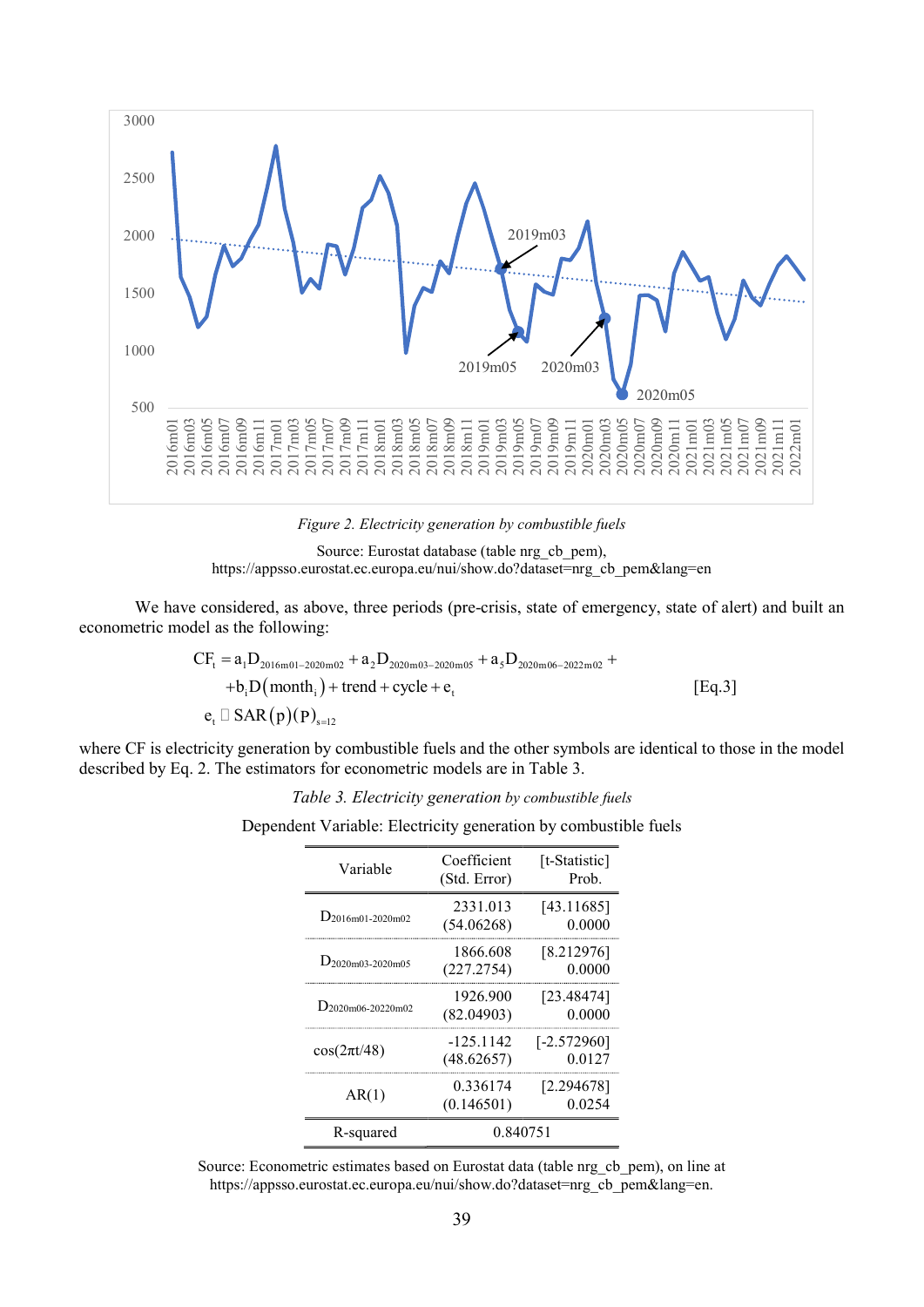*Figure 2. Electricity generation by combustible fuels*

Source: Eurostat database (table nrg_cb_pem), https://appsso.eurostat.ec.europa.eu/nui/show.do?dataset=nrg_cb_pem&lang=en

We have considered, as above, three periods (pre-crisis, state of emergency, state of alert) and built an econometric model as the following:

$$
\begin{aligned}
CF_t &= a_1 D_{2016m01-2020m02} + a_2 D_{2020m03-2020m05} + a_3 D_{2020m06-2022m02} + \\
&\quad + b_i D(\text{month}_i) + \text{trend} + \text{cycle} + e_t \\
e_t &\sim SAR(p)(P)_{s=12}
\end{aligned}
\qquad \text{[Eq.3]}
$$

where CF is electricity generation by combustible fuels and the other symbols are identical to those in the model described by Eq. 2. The estimators for econometric models are in Table 3.

*Table 3. Electricity generation by combustible fuels*

Dependent Variable: Electricity generation by combustible fuels

| Variable | Coefficient (Std. Error) | [t-Statistic] Prob. |
|---|---|---|
| $D_{2016m01-2020m02}$ | 2331.013 (54.06268) | [43.11685] 0.0000 |
| $D_{2020m03-2020m05}$ | 1866.608 (227.2754) | [8.212976] 0.0000 |
| $D_{2020m06-20220m02}$ | 1926.900 (82.04903) | [23.48474] 0.0000 |
| $\cos(2\pi t/48)$ | -125.1142 (48.62657) | [-2.572960] 0.0127 |
| AR(1) | 0.336174 (0.146501) | [2.294678] 0.0254 |
| R-squared | 0.840751 | |

Source: Econometric estimates based on Eurostat data (table nrg_cb_pem), on line at https://appsso.eurostat.ec.europa.eu/nui/show.do?dataset=nrg_cb_pem&lang=en.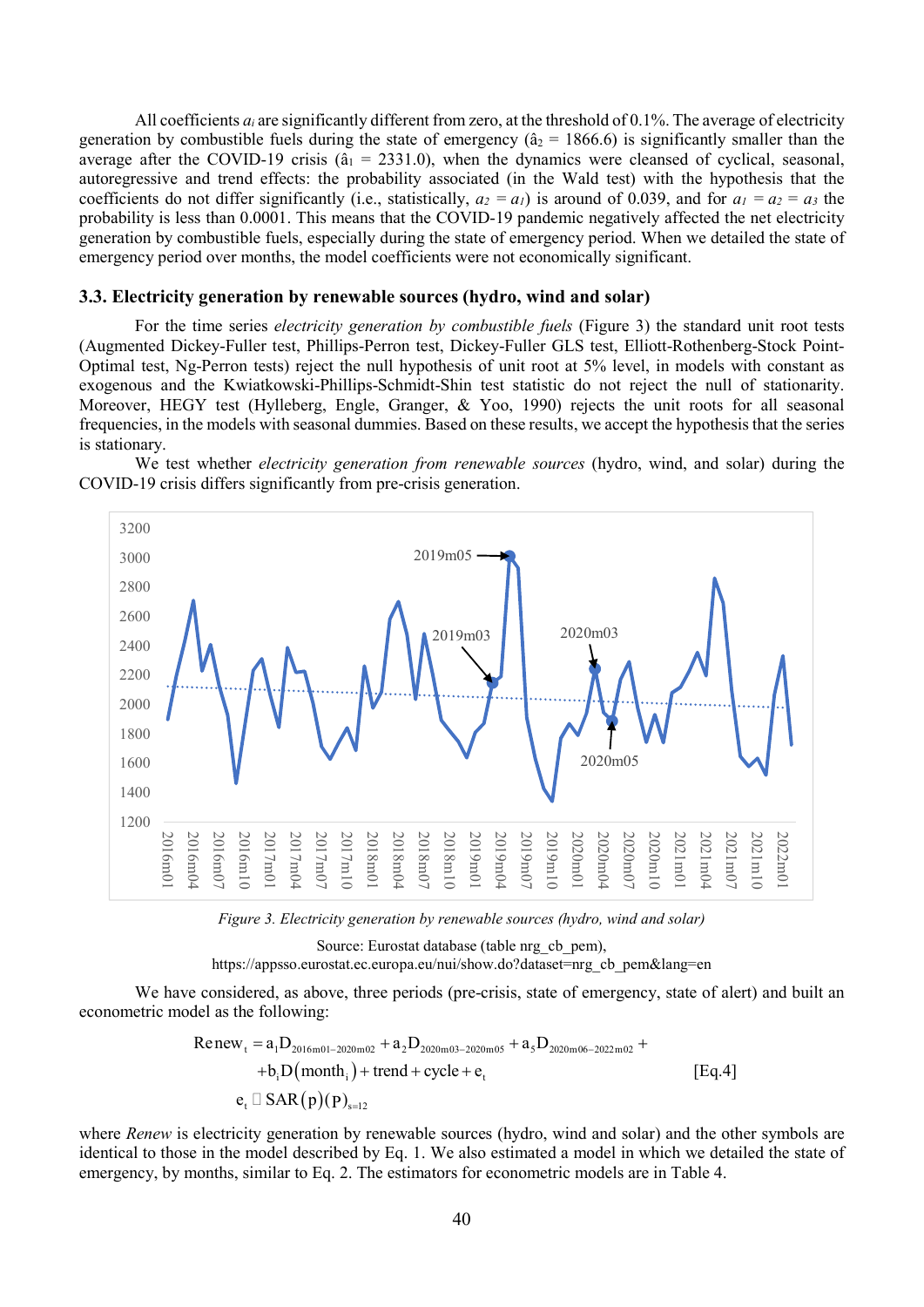All coefficients $a_i$ are significantly different from zero, at the threshold of 0.1%. The average of electricity generation by combustible fuels during the state of emergency ($\hat{a}_2$ = 1866.6) is significantly smaller than the average after the COVID-19 crisis ($\hat{a}_1$ = 2331.0), when the dynamics were cleansed of cyclical, seasonal, autoregressive and trend effects: the probability associated (in the Wald test) with the hypothesis that the coefficients do not differ significantly (i.e., statistically, $a_2 = a_1$) is around of 0.039, and for $a_1 = a_2 = a_3$ the probability is less than 0.0001. This means that the COVID-19 pandemic negatively affected the net electricity generation by combustible fuels, especially during the state of emergency period. When we detailed the state of emergency period over months, the model coefficients were not economically significant.

### 3.3. Electricity generation by renewable sources (hydro, wind and solar)

For the time series *electricity generation by combustible fuels* (Figure 3) the standard unit root tests (Augmented Dickey-Fuller test, Phillips-Perron test, Dickey-Fuller GLS test, Elliott-Rothenberg-Stock Point-Optimal test, Ng-Perron tests) reject the null hypothesis of unit root at 5% level, in models with constant as exogenous and the Kwiatkowski-Phillips-Schmidt-Shin test statistic do not reject the null of stationarity. Moreover, HEGY test (Hylleberg, Engle, Granger, & Yoo, 1990) rejects the unit roots for all seasonal frequencies, in the models with seasonal dummies. Based on these results, we accept the hypothesis that the series is stationary.

We test whether *electricity generation from renewable sources* (hydro, wind, and solar) during the COVID-19 crisis differs significantly from pre-crisis generation.

*Figure 3. Electricity generation by renewable sources (hydro, wind and solar)*

Source: Eurostat database (table nrg_cb_pem), https://appsso.eurostat.ec.europa.eu/nui/show.do?dataset=nrg_cb_pem&lang=en

We have considered, as above, three periods (pre-crisis, state of emergency, state of alert) and built an econometric model as the following:

$$\begin{aligned} \text{Renew}_t &= a_1 D_{2016m01-2020m02} + a_2 D_{2020m03-2020m05} + a_3 D_{2020m06-2022m02} + \\ &+ b_i D(\text{month}_i) + \text{trend} + \text{cycle} + e_t \\ e_t &\sim SAR(p)(P)_{s=12} \end{aligned} \quad \text{[Eq.4]}$$

where *Renew* is electricity generation by renewable sources (hydro, wind and solar) and the other symbols are identical to those in the model described by Eq. 1. We also estimated a model in which we detailed the state of emergency, by months, similar to Eq. 2. The estimators for econometric models are in Table 4.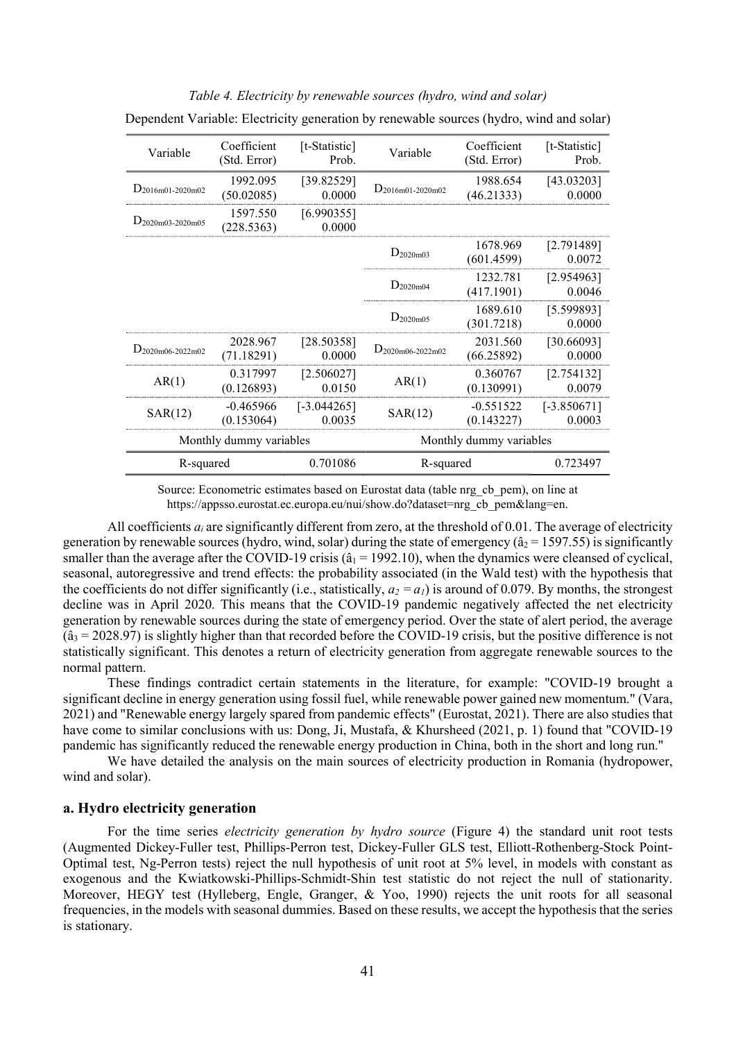*Table 4. Electricity by renewable sources (hydro, wind and solar)*

Dependent Variable: Electricity generation by renewable sources (hydro, wind and solar)

| Variable | Coefficient (Std. Error) | [t-Statistic] Prob. | Variable | Coefficient (Std. Error) | [t-Statistic] Prob. |
|---|---|---|---|---|---|
| $D_{2016m01-2020m02}$ | 1992.095 (50.02085) | [39.82529] 0.0000 | $D_{2016m01-2020m02}$ | 1988.654 (46.21333) | [43.03203] 0.0000 |
| $D_{2020m03-2020m05}$ | 1597.550 (228.5363) | [6.990355] 0.0000 | | | |
| | | | $D_{2020m03}$ | 1678.969 (601.4599) | [2.791489] 0.0072 |
| | | | $D_{2020m04}$ | 1232.781 (417.1901) | [2.954963] 0.0046 |
| | | | $D_{2020m05}$ | 1689.610 (301.7218) | [5.599893] 0.0000 |
| $D_{2020m06-2022m02}$ | 2028.967 (71.18291) | [28.50358] 0.0000 | $D_{2020m06-2022m02}$ | 2031.560 (66.25892) | [30.66093] 0.0000 |
| AR(1) | 0.317997 (0.126893) | [2.506027] 0.0150 | AR(1) | 0.360767 (0.130991) | [2.754132] 0.0079 |
| SAR(12) | -0.465966 (0.153064) | [-3.044265] 0.0035 | SAR(12) | -0.551522 (0.143227) | [-3.850671] 0.0003 |
| Monthly dummy variables | | | Monthly dummy variables | | |
| R-squared | | 0.701086 | R-squared | | 0.723497 |

Source: Econometric estimates based on Eurostat data (table nrg_cb_pem), on line at https://appsso.eurostat.ec.europa.eu/nui/show.do?dataset=nrg_cb_pem&lang=en.

All coefficients $a_i$ are significantly different from zero, at the threshold of 0.01. The average of electricity generation by renewable sources (hydro, wind, solar) during the state of emergency ($\hat{a}_2 = 1597.55$) is significantly smaller than the average after the COVID-19 crisis ($\hat{a}_1 = 1992.10$), when the dynamics were cleansed of cyclical, seasonal, autoregressive and trend effects: the probability associated (in the Wald test) with the hypothesis that the coefficients do not differ significantly (i.e., statistically, $a_2 = a_1$) is around of 0.079. By months, the strongest decline was in April 2020. This means that the COVID-19 pandemic negatively affected the net electricity generation by renewable sources during the state of emergency period. Over the state of alert period, the average ($\hat{a}_3 = 2028.97$) is slightly higher than that recorded before the COVID-19 crisis, but the positive difference is not statistically significant. This denotes a return of electricity generation from aggregate renewable sources to the normal pattern.

These findings contradict certain statements in the literature, for example: "COVID-19 brought a significant decline in energy generation using fossil fuel, while renewable power gained new momentum." (Vara, 2021) and "Renewable energy largely spared from pandemic effects" (Eurostat, 2021). There are also studies that have come to similar conclusions with us: Dong, Ji, Mustafa, & Khursheed (2021, p. 1) found that "COVID-19 pandemic has significantly reduced the renewable energy production in China, both in the short and long run."

We have detailed the analysis on the main sources of electricity production in Romania (hydropower, wind and solar).

### a. Hydro electricity generation

For the time series *electricity generation by hydro source* (Figure 4) the standard unit root tests (Augmented Dickey-Fuller test, Phillips-Perron test, Dickey-Fuller GLS test, Elliott-Rothenberg-Stock Point-Optimal test, Ng-Perron tests) reject the null hypothesis of unit root at 5% level, in models with constant as exogenous and the Kwiatkowski-Phillips-Schmidt-Shin test statistic do not reject the null of stationarity. Moreover, HEGY test (Hylleberg, Engle, Granger, & Yoo, 1990) rejects the unit roots for all seasonal frequencies, in the models with seasonal dummies. Based on these results, we accept the hypothesis that the series is stationary.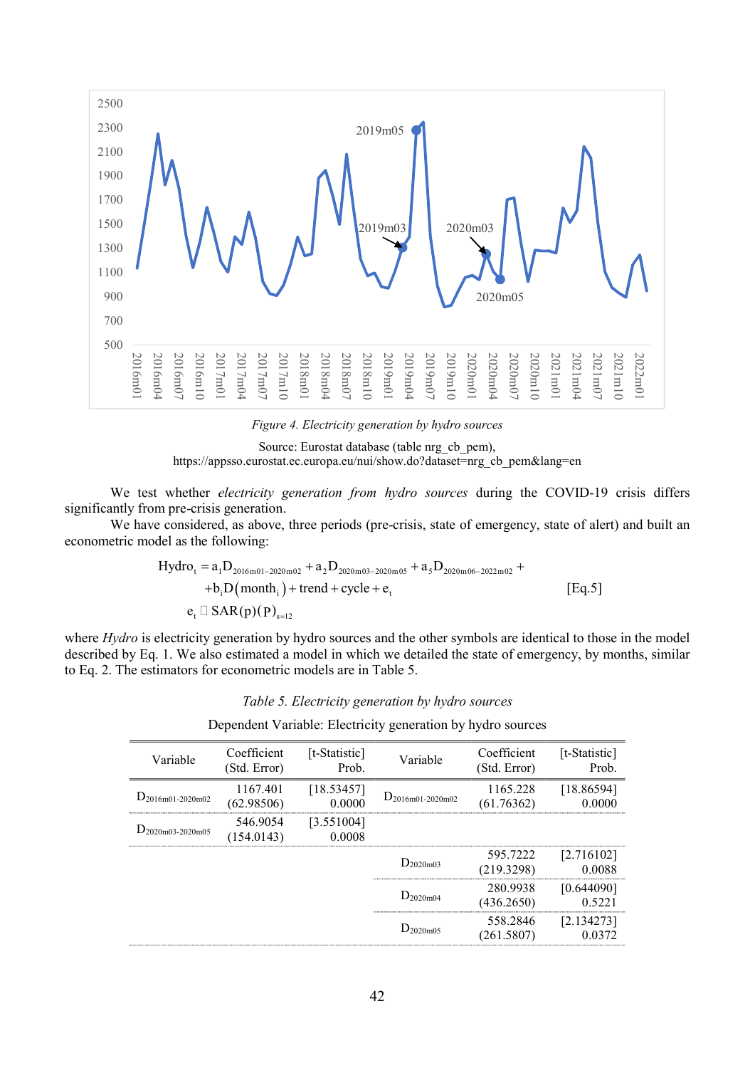Figure 4. Electricity generation by hydro sources

Source: Eurostat database (table nrg_cb_pem), https://appsso.eurostat.ec.europa.eu/nui/show.do?dataset=nrg_cb_pem&lang=en

We test whether *electricity generation from hydro sources* during the COVID-19 crisis differs significantly from pre-crisis generation.

We have considered, as above, three periods (pre-crisis, state of emergency, state of alert) and built an econometric model as the following:

$$\begin{aligned} Hydro_t &= a_1 D_{2016m01-2020m02} + a_2 D_{2020m03-2020m05} + a_5 D_{2020m06-2022m02} + \\ &+ b_i D(month_i) + trend + cycle + e_t \\ e_t &\sim SAR(p)(P)_{s=12} \end{aligned} \qquad \text{[Eq.5]}$$

where *Hydro* is electricity generation by hydro sources and the other symbols are identical to those in the model described by Eq. 1. We also estimated a model in which we detailed the state of emergency, by months, similar to Eq. 2. The estimators for econometric models are in Table 5.

*Table 5. Electricity generation by hydro sources*

Dependent Variable: Electricity generation by hydro sources

| Variable | Coefficient (Std. Error) | [t-Statistic] Prob. | Variable | Coefficient (Std. Error) | [t-Statistic] Prob. |
|---|---|---|---|---|---|
| $D_{2016m01-2020m02}$ | 1167.401 (62.98506) | [18.53457] 0.0000 | $D_{2016m01-2020m02}$ | 1165.228 (61.76362) | [18.86594] 0.0000 |
| $D_{2020m03-2020m05}$ | 546.9054 (154.0143) | [3.551004] 0.0008 | | | |
| | | | $D_{2020m03}$ | 595.7222 (219.3298) | [2.716102] 0.0088 |
| | | | $D_{2020m04}$ | 280.9938 (436.2650) | [0.644090] 0.5221 |
| | | | $D_{2020m05}$ | 558.2846 (261.5807) | [2.134273] 0.0372 |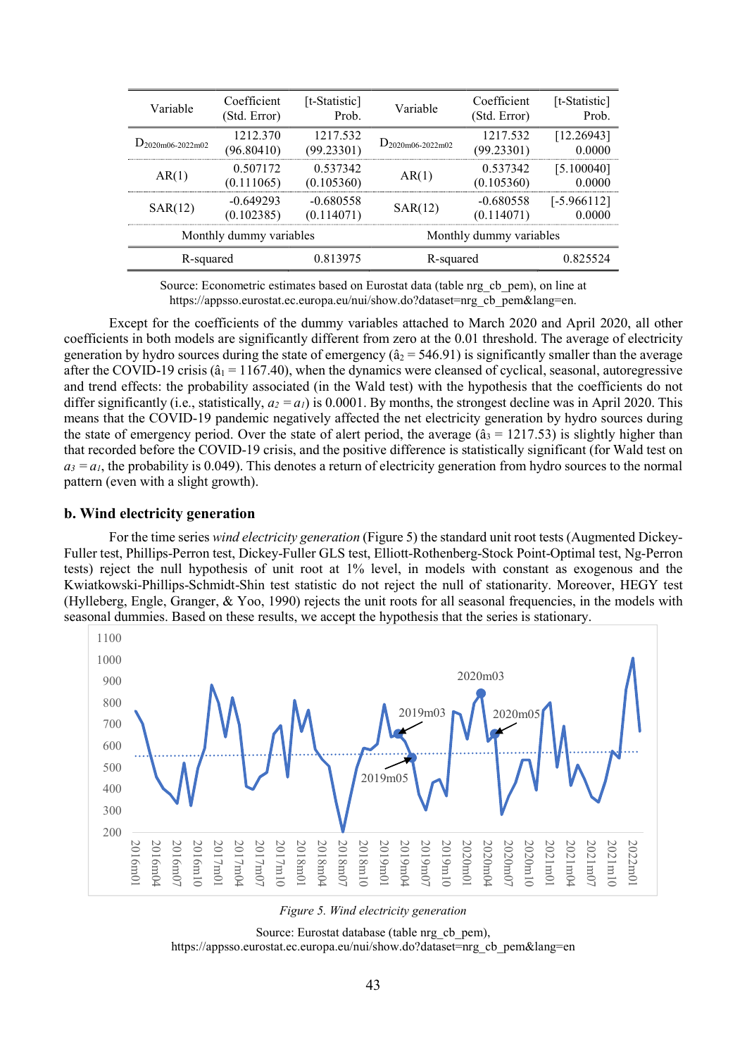| Variable | Coefficient (Std. Error) | [t-Statistic] Prob. | Variable | Coefficient (Std. Error) | [t-Statistic] Prob. |
|---|---|---|---|---|---|
| $D_{2020m06\text{-}2022m02}$ | 1212.370 (96.80410) | 1217.532 (99.23301) | $D_{2020m06\text{-}2022m02}$ | 1217.532 (99.23301) | [12.26943] 0.0000 |
| AR(1) | 0.507172 (0.111065) | 0.537342 (0.105360) | AR(1) | 0.537342 (0.105360) | [5.100040] 0.0000 |
| SAR(12) | -0.649293 (0.102385) | -0.680558 (0.114071) | SAR(12) | -0.680558 (0.114071) | [-5.966112] 0.0000 |
| Monthly dummy variables | | | Monthly dummy variables | | |
| R-squared | | 0.813975 | R-squared | | 0.825524 |

Source: Econometric estimates based on Eurostat data (table nrg_cb_pem), on line at https://appsso.eurostat.ec.europa.eu/nui/show.do?dataset=nrg_cb_pem&lang=en.

Except for the coefficients of the dummy variables attached to March 2020 and April 2020, all other coefficients in both models are significantly different from zero at the 0.01 threshold. The average of electricity generation by hydro sources during the state of emergency ($\hat{a}_2$ = 546.91) is significantly smaller than the average after the COVID-19 crisis ($\hat{a}_1$ = 1167.40), when the dynamics were cleansed of cyclical, seasonal, autoregressive and trend effects: the probability associated (in the Wald test) with the hypothesis that the coefficients do not differ significantly (i.e., statistically, $a_2 = a_1$) is 0.0001. By months, the strongest decline was in April 2020. This means that the COVID-19 pandemic negatively affected the net electricity generation by hydro sources during the state of emergency period. Over the state of alert period, the average ($\hat{a}_3$ = 1217.53) is slightly higher than that recorded before the COVID-19 crisis, and the positive difference is statistically significant (for Wald test on $a_3 = a_1$, the probability is 0.049). This denotes a return of electricity generation from hydro sources to the normal pattern (even with a slight growth).

## b. Wind electricity generation

For the time series *wind electricity generation* (Figure 5) the standard unit root tests (Augmented Dickey-Fuller test, Phillips-Perron test, Dickey-Fuller GLS test, Elliott-Rothenberg-Stock Point-Optimal test, Ng-Perron tests) reject the null hypothesis of unit root at 1% level, in models with constant as exogenous and the Kwiatkowski-Phillips-Schmidt-Shin test statistic do not reject the null of stationarity. Moreover, HEGY test (Hylleberg, Engle, Granger, & Yoo, 1990) rejects the unit roots for all seasonal frequencies, in the models with seasonal dummies. Based on these results, we accept the hypothesis that the series is stationary.

*Figure 5. Wind electricity generation*

Source: Eurostat database (table nrg_cb_pem), https://appsso.eurostat.ec.europa.eu/nui/show.do?dataset=nrg_cb_pem&lang=en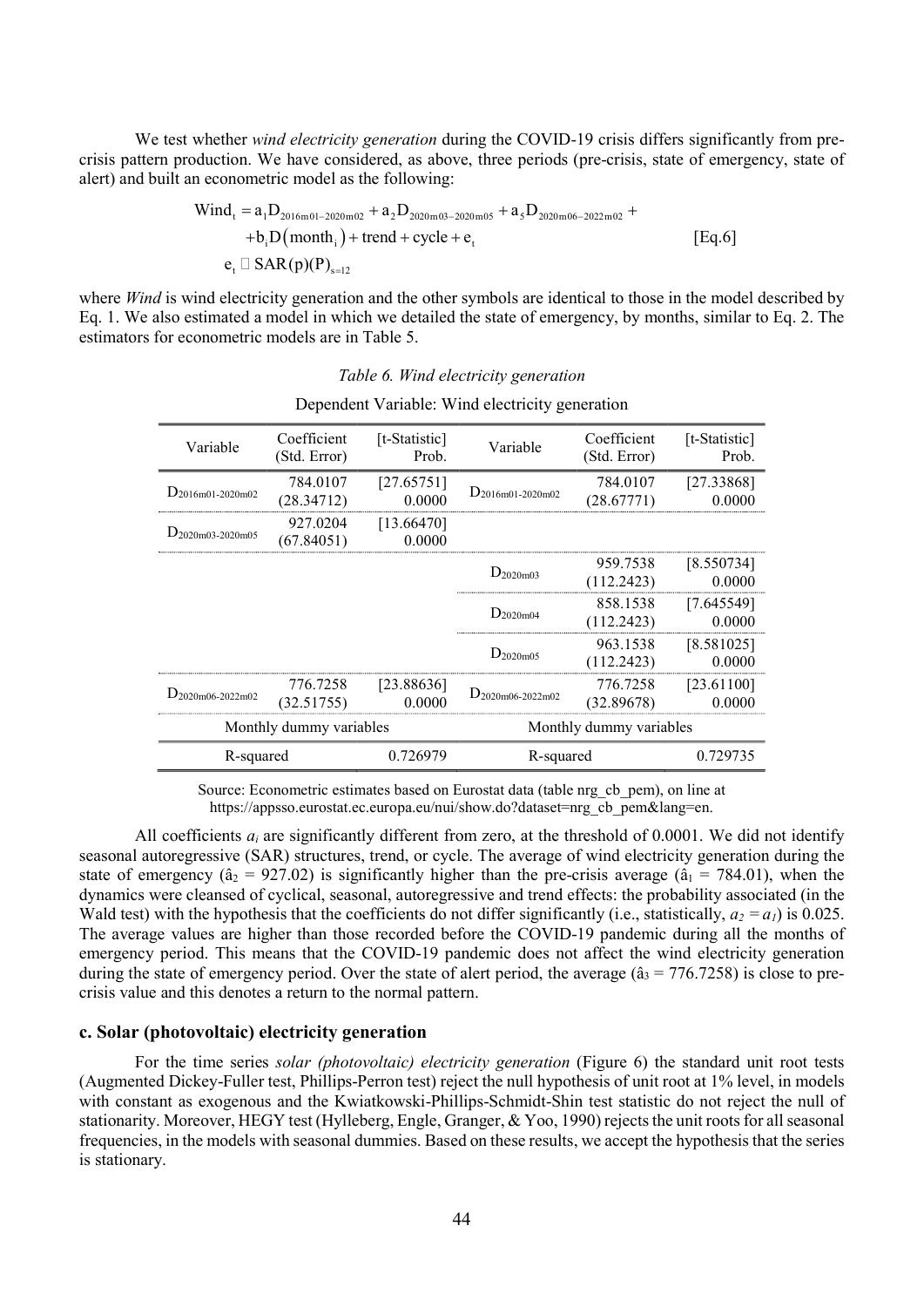We test whether *wind electricity generation* during the COVID-19 crisis differs significantly from pre-crisis pattern production. We have considered, as above, three periods (pre-crisis, state of emergency, state of alert) and built an econometric model as the following:

$$\begin{aligned} Wind_t &= a_1 D_{2016m01-2020m02} + a_2 D_{2020m03-2020m05} + a_5 D_{2020m06-2022m02} + \\ &\quad + b_i D(month_i) + trend + cycle + e_t \\ e_t &\sim SAR(p)(P)_{s=12} \end{aligned} \quad \text{[Eq.6]}$$

where *Wind* is wind electricity generation and the other symbols are identical to those in the model described by Eq. 1. We also estimated a model in which we detailed the state of emergency, by months, similar to Eq. 2. The estimators for econometric models are in Table 5.

*Table 6. Wind electricity generation*

Dependent Variable: Wind electricity generation

| Variable | Coefficient (Std. Error) | [t-Statistic] Prob. | Variable | Coefficient (Std. Error) | [t-Statistic] Prob. |
|---|---|---|---|---|---|
| $D_{2016m01-2020m02}$ | 784.0107 (28.34712) | [27.65751] 0.0000 | $D_{2016m01-2020m02}$ | 784.0107 (28.67771) | [27.33868] 0.0000 |
| $D_{2020m03-2020m05}$ | 927.0204 (67.84051) | [13.66470] 0.0000 | | | |
| | | | $D_{2020m03}$ | 959.7538 (112.2423) | [8.550734] 0.0000 |
| | | | $D_{2020m04}$ | 858.1538 (112.2423) | [7.645549] 0.0000 |
| | | | $D_{2020m05}$ | 963.1538 (112.2423) | [8.581025] 0.0000 |
| $D_{2020m06-2022m02}$ | 776.7258 (32.51755) | [23.88636] 0.0000 | $D_{2020m06-2022m02}$ | 776.7258 (32.89678) | [23.61100] 0.0000 |
| Monthly dummy variables | | | Monthly dummy variables | | |
| R-squared | | 0.726979 | R-squared | | 0.729735 |

Source: Econometric estimates based on Eurostat data (table nrg_cb_pem), on line at https://appsso.eurostat.ec.europa.eu/nui/show.do?dataset=nrg_cb_pem&lang=en.

All coefficients $a_i$ are significantly different from zero, at the threshold of 0.0001. We did not identify seasonal autoregressive (SAR) structures, trend, or cycle. The average of wind electricity generation during the state of emergency ($\hat{a}_2$ = 927.02) is significantly higher than the pre-crisis average ($\hat{a}_1$ = 784.01), when the dynamics were cleansed of cyclical, seasonal, autoregressive and trend effects: the probability associated (in the Wald test) with the hypothesis that the coefficients do not differ significantly (i.e., statistically, $a_2 = a_1$) is 0.025. The average values are higher than those recorded before the COVID-19 pandemic during all the months of emergency period. This means that the COVID-19 pandemic does not affect the wind electricity generation during the state of emergency period. Over the state of alert period, the average ($\hat{a}_3$ = 776.7258) is close to pre-crisis value and this denotes a return to the normal pattern.

### c. Solar (photovoltaic) electricity generation

For the time series *solar (photovoltaic) electricity generation* (Figure 6) the standard unit root tests (Augmented Dickey-Fuller test, Phillips-Perron test) reject the null hypothesis of unit root at 1% level, in models with constant as exogenous and the Kwiatkowski-Phillips-Schmidt-Shin test statistic do not reject the null of stationarity. Moreover, HEGY test (Hylleberg, Engle, Granger, & Yoo, 1990) rejects the unit roots for all seasonal frequencies, in the models with seasonal dummies. Based on these results, we accept the hypothesis that the series is stationary.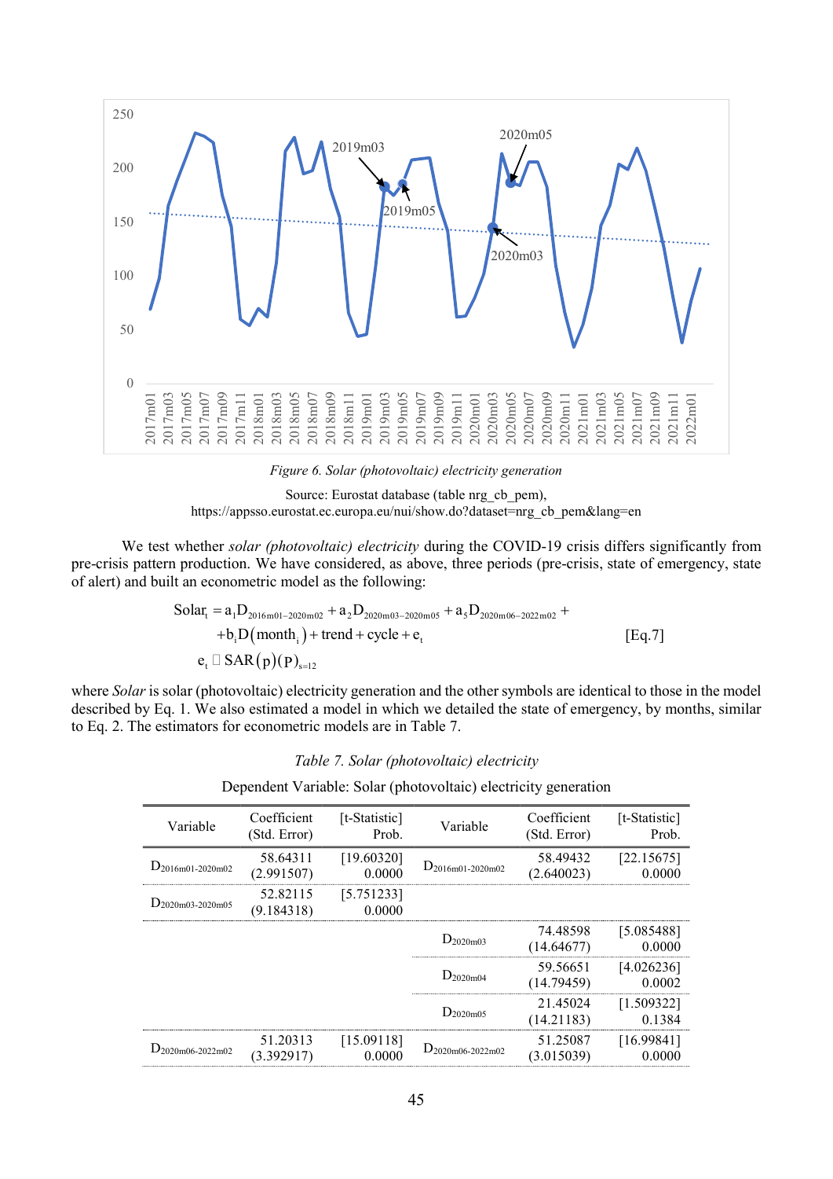Figure 6. Solar (photovoltaic) electricity generation

Source: Eurostat database (table nrg_cb_pem), https://appsso.eurostat.ec.europa.eu/nui/show.do?dataset=nrg_cb_pem&lang=en

We test whether *solar (photovoltaic) electricity* during the COVID-19 crisis differs significantly from pre-crisis pattern production. We have considered, as above, three periods (pre-crisis, state of emergency, state of alert) and built an econometric model as the following:

$$
\begin{aligned}
Solar_t &= a_1 D_{2016m01-2020m02} + a_2 D_{2020m03-2020m05} + a_5 D_{2020m06-2022m02} + \\
&\quad + b_i D(month_i) + trend + cycle + e_t \qquad \text{[Eq.7]} \\
e_t &\sim SAR(p)(P)_{s=12}
\end{aligned}
$$

where *Solar* is solar (photovoltaic) electricity generation and the other symbols are identical to those in the model described by Eq. 1. We also estimated a model in which we detailed the state of emergency, by months, similar to Eq. 2. The estimators for econometric models are in Table 7.

*Table 7. Solar (photovoltaic) electricity*

Dependent Variable: Solar (photovoltaic) electricity generation

| Variable | Coefficient (Std. Error) | [t-Statistic] Prob. | Variable | Coefficient (Std. Error) | [t-Statistic] Prob. |
|---|---|---|---|---|---|
| $D_{2016m01-2020m02}$ | 58.64311 (2.991507) | [19.60320] 0.0000 | $D_{2016m01-2020m02}$ | 58.49432 (2.640023) | [22.15675] 0.0000 |
| $D_{2020m03-2020m05}$ | 52.82115 (9.184318) | [5.751233] 0.0000 | | | |
| | | | $D_{2020m03}$ | 74.48598 (14.64677) | [5.085488] 0.0000 |
| | | | $D_{2020m04}$ | 59.56651 (14.79459) | [4.026236] 0.0002 |
| | | | $D_{2020m05}$ | 21.45024 (14.21183) | [1.509322] 0.1384 |
| $D_{2020m06-2022m02}$ | 51.20313 (3.392917) | [15.09118] 0.0000 | $D_{2020m06-2022m02}$ | 51.25087 (3.015039) | [16.99841] 0.0000 |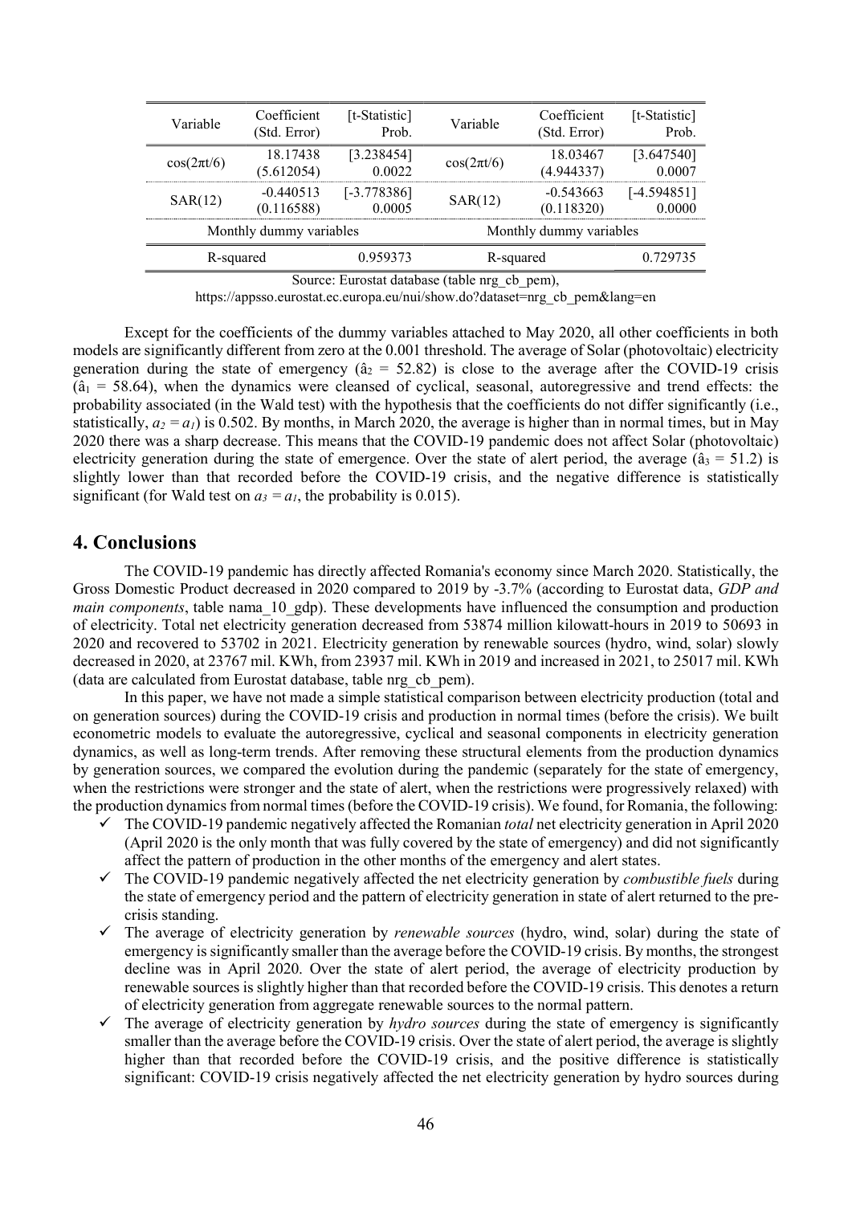| Variable | Coefficient (Std. Error) | [t-Statistic] Prob. | Variable | Coefficient (Std. Error) | [t-Statistic] Prob. |
|---|---|---|---|---|---|
| $\cos(2\pi t/6)$ | 18.17438 (5.612054) | [3.238454] 0.0022 | $\cos(2\pi t/6)$ | 18.03467 (4.944337) | [3.647540] 0.0007 |
| SAR(12) | -0.440513 (0.116588) | [-3.778386] 0.0005 | SAR(12) | -0.543663 (0.118320) | [-4.594851] 0.0000 |
| Monthly dummy variables | | | Monthly dummy variables | | |
| R-squared | | 0.959373 | R-squared | | 0.729735 |

Source: Eurostat database (table nrg_cb_pem), https://appsso.eurostat.ec.europa.eu/nui/show.do?dataset=nrg_cb_pem&lang=en

Except for the coefficients of the dummy variables attached to May 2020, all other coefficients in both models are significantly different from zero at the 0.001 threshold. The average of Solar (photovoltaic) electricity generation during the state of emergency ($\hat{a}_2 = 52.82$) is close to the average after the COVID-19 crisis ($\hat{a}_1 = 58.64$), when the dynamics were cleansed of cyclical, seasonal, autoregressive and trend effects: the probability associated (in the Wald test) with the hypothesis that the coefficients do not differ significantly (i.e., statistically, $a_2 = a_1$) is 0.502. By months, in March 2020, the average is higher than in normal times, but in May 2020 there was a sharp decrease. This means that the COVID-19 pandemic does not affect Solar (photovoltaic) electricity generation during the state of emergence. Over the state of alert period, the average ($\hat{a}_3 = 51.2$) is slightly lower than that recorded before the COVID-19 crisis, and the negative difference is statistically significant (for Wald test on $a_3 = a_1$, the probability is 0.015).

## 4. Conclusions

The COVID-19 pandemic has directly affected Romania's economy since March 2020. Statistically, the Gross Domestic Product decreased in 2020 compared to 2019 by -3.7% (according to Eurostat data, *GDP and main components*, table nama_10_gdp). These developments have influenced the consumption and production of electricity. Total net electricity generation decreased from 53874 million kilowatt-hours in 2019 to 50693 in 2020 and recovered to 53702 in 2021. Electricity generation by renewable sources (hydro, wind, solar) slowly decreased in 2020, at 23767 mil. KWh, from 23937 mil. KWh in 2019 and increased in 2021, to 25017 mil. KWh (data are calculated from Eurostat database, table nrg_cb_pem).

In this paper, we have not made a simple statistical comparison between electricity production (total and on generation sources) during the COVID-19 crisis and production in normal times (before the crisis). We built econometric models to evaluate the autoregressive, cyclical and seasonal components in electricity generation dynamics, as well as long-term trends. After removing these structural elements from the production dynamics by generation sources, we compared the evolution during the pandemic (separately for the state of emergency, when the restrictions were stronger and the state of alert, when the restrictions were progressively relaxed) with the production dynamics from normal times (before the COVID-19 crisis). We found, for Romania, the following:

- ✓ The COVID-19 pandemic negatively affected the Romanian *total* net electricity generation in April 2020 (April 2020 is the only month that was fully covered by the state of emergency) and did not significantly affect the pattern of production in the other months of the emergency and alert states.
- ✓ The COVID-19 pandemic negatively affected the net electricity generation by *combustible fuels* during the state of emergency period and the pattern of electricity generation in state of alert returned to the pre-crisis standing.
- ✓ The average of electricity generation by *renewable sources* (hydro, wind, solar) during the state of emergency is significantly smaller than the average before the COVID-19 crisis. By months, the strongest decline was in April 2020. Over the state of alert period, the average of electricity production by renewable sources is slightly higher than that recorded before the COVID-19 crisis. This denotes a return of electricity generation from aggregate renewable sources to the normal pattern.
- ✓ The average of electricity generation by *hydro sources* during the state of emergency is significantly smaller than the average before the COVID-19 crisis. Over the state of alert period, the average is slightly higher than that recorded before the COVID-19 crisis, and the positive difference is statistically significant: COVID-19 crisis negatively affected the net electricity generation by hydro sources during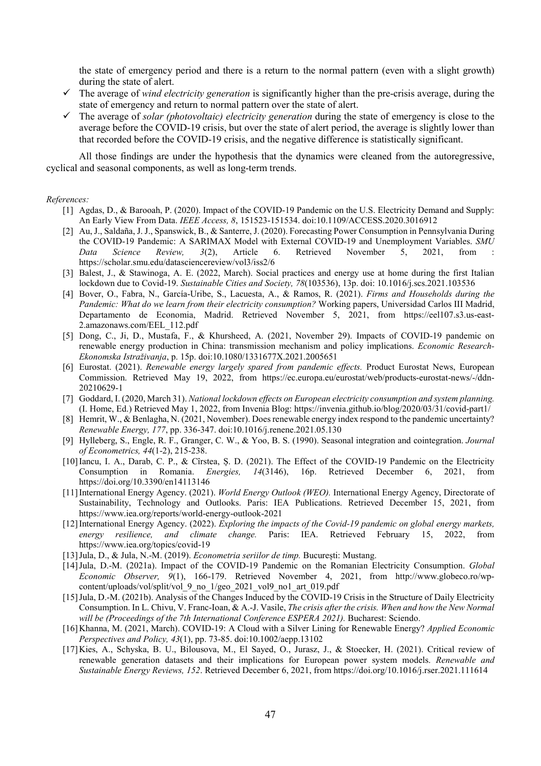the state of emergency period and there is a return to the normal pattern (even with a slight growth) during the state of alert.

- ✓ The average of *wind electricity generation* is significantly higher than the pre-crisis average, during the state of emergency and return to normal pattern over the state of alert.
- ✓ The average of *solar (photovoltaic) electricity generation* during the state of emergency is close to the average before the COVID-19 crisis, but over the state of alert period, the average is slightly lower than that recorded before the COVID-19 crisis, and the negative difference is statistically significant.

All those findings are under the hypothesis that the dynamics were cleaned from the autoregressive, cyclical and seasonal components, as well as long-term trends.

*References:*

[1] Agdas, D., & Barooah, P. (2020). Impact of the COVID-19 Pandemic on the U.S. Electricity Demand and Supply: An Early View From Data. *IEEE Access, 8*, 151523-151534. doi:10.1109/ACCESS.2020.3016912

[2] Au, J., Saldaña, J. J., Spanswick, B., & Santerre, J. (2020). Forecasting Power Consumption in Pennsylvania During the COVID-19 Pandemic: A SARIMAX Model with External COVID-19 and Unemployment Variables. *SMU Data Science Review, 3*(2), Article 6. Retrieved November 5, 2021, from : https://scholar.smu.edu/datasciencereview/vol3/iss2/6

[3] Balest, J., & Stawinoga, A. E. (2022, March). Social practices and energy use at home during the first Italian lockdown due to Covid-19. *Sustainable Cities and Society, 78*(103536), 13p. doi: 10.1016/j.scs.2021.103536

[4] Bover, O., Fabra, N., García-Uribe, S., Lacuesta, A., & Ramos, R. (2021). *Firms and Households during the Pandemic: What do we learn from their electricity consumption?* Working papers, Universidad Carlos III Madrid, Departamento de Economia, Madrid. Retrieved November 5, 2021, from https://eel107.s3.us-east-2.amazonaws.com/EEL_112.pdf

[5] Dong, C., Ji, D., Mustafa, F., & Khursheed, A. (2021, November 29). Impacts of COVID-19 pandemic on renewable energy production in China: transmission mechanism and policy implications. *Economic Research-Ekonomska Istraživanja*, p. 15p. doi:10.1080/1331677X.2021.2005651

[6] Eurostat. (2021). *Renewable energy largely spared from pandemic effects.* Product Eurostat News, European Commission. Retrieved May 19, 2022, from https://ec.europa.eu/eurostat/web/products-eurostat-news/-/ddn-20210629-1

[7] Goddard, I. (2020, March 31). *National lockdown effects on European electricity consumption and system planning.* (I. Home, Ed.) Retrieved May 1, 2022, from Invenia Blog: https://invenia.github.io/blog/2020/03/31/covid-part1/

[8] Hemrit, W., & Benlagha, N. (2021, November). Does renewable energy index respond to the pandemic uncertainty? *Renewable Energy, 177*, pp. 336-347. doi:10.1016/j.renene.2021.05.130

[9] Hylleberg, S., Engle, R. F., Granger, C. W., & Yoo, B. S. (1990). Seasonal integration and cointegration. *Journal of Econometrics, 44*(1-2), 215-238.

[10] Iancu, I. A., Darab, C. P., & Cîrstea, Ș. D. (2021). The Effect of the COVID-19 Pandemic on the Electricity Consumption in Romania. *Energies, 14*(3146), 16p. Retrieved December 6, 2021, from https://doi.org/10.3390/en14113146

[11] International Energy Agency. (2021). *World Energy Outlook (WEO).* International Energy Agency, Directorate of Sustainability, Technology and Outlooks. Paris: IEA Publications. Retrieved December 15, 2021, from https://www.iea.org/reports/world-energy-outlook-2021

[12] International Energy Agency. (2022). *Exploring the impacts of the Covid-19 pandemic on global energy markets, energy resilience, and climate change.* Paris: IEA. Retrieved February 15, 2022, from https://www.iea.org/topics/covid-19

[13] Jula, D., & Jula, N.-M. (2019). *Econometria seriilor de timp.* București: Mustang.

[14] Jula, D.-M. (2021a). Impact of the COVID-19 Pandemic on the Romanian Electricity Consumption. *Global Economic Observer, 9*(1), 166-179. Retrieved November 4, 2021, from http://www.globeco.ro/wp-content/uploads/vol/split/vol_9_no_1/geo_2021_vol9_no1_art_019.pdf

[15] Jula, D.-M. (2021b). Analysis of the Changes Induced by the COVID-19 Crisis in the Structure of Daily Electricity Consumption. In L. Chivu, V. Franc-Ioan, & A.-J. Vasile, *The crisis after the crisis. When and how the New Normal will be (Proceedings of the 7th International Conference ESPERA 2021).* Bucharest: Sciendo.

[16] Khanna, M. (2021, March). COVID-19: A Cloud with a Silver Lining for Renewable Energy? *Applied Economic Perspectives and Policy, 43*(1), pp. 73-85. doi:10.1002/aepp.13102

[17] Kies, A., Schyska, B. U., Bilousova, M., El Sayed, O., Jurasz, J., & Stoecker, H. (2021). Critical review of renewable generation datasets and their implications for European power system models. *Renewable and Sustainable Energy Reviews, 152*. Retrieved December 6, 2021, from https://doi.org/10.1016/j.rser.2021.111614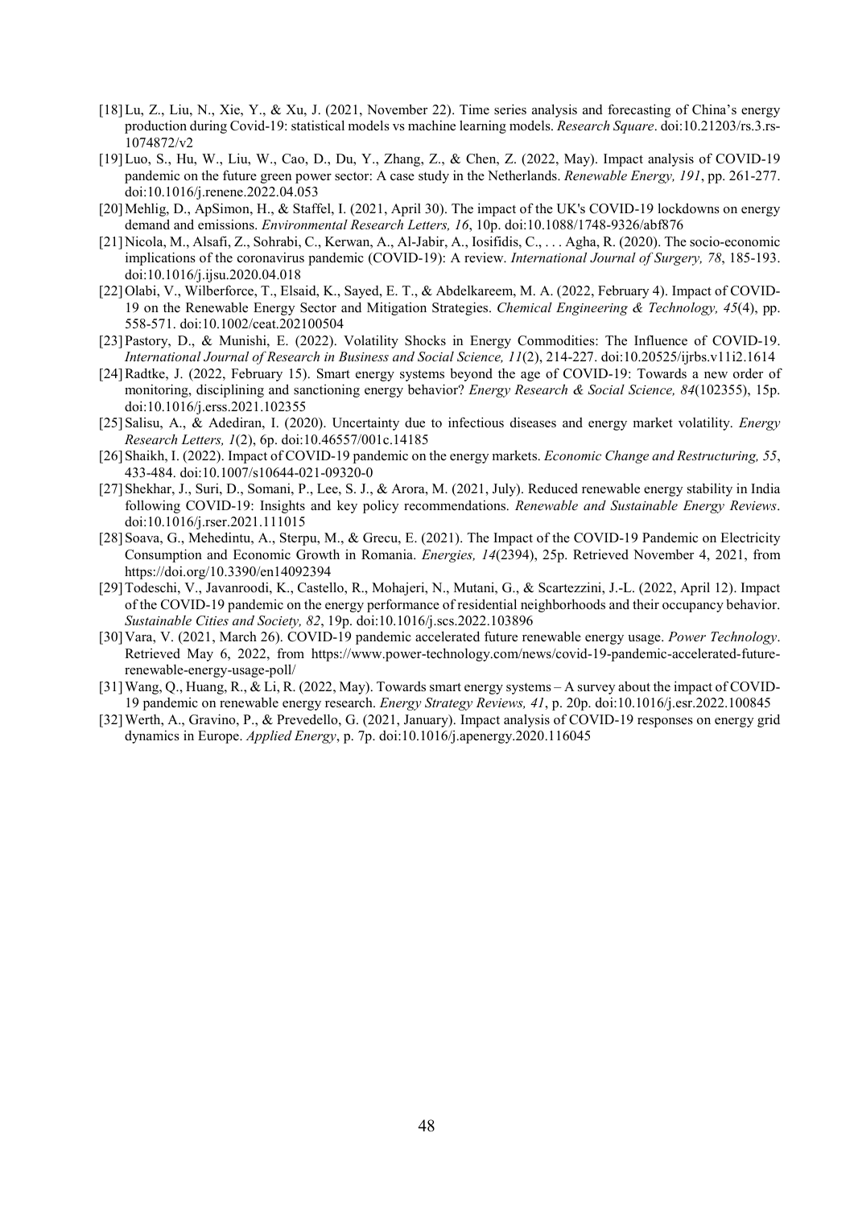[18] Lu, Z., Liu, N., Xie, Y., & Xu, J. (2021, November 22). Time series analysis and forecasting of China's energy production during Covid-19: statistical models vs machine learning models. *Research Square*. doi:10.21203/rs.3.rs-1074872/v2

[19] Luo, S., Hu, W., Liu, W., Cao, D., Du, Y., Zhang, Z., & Chen, Z. (2022, May). Impact analysis of COVID-19 pandemic on the future green power sector: A case study in the Netherlands. *Renewable Energy, 191*, pp. 261-277. doi:10.1016/j.renene.2022.04.053

[20] Mehlig, D., ApSimon, H., & Staffel, I. (2021, April 30). The impact of the UK's COVID-19 lockdowns on energy demand and emissions. *Environmental Research Letters, 16*, 10p. doi:10.1088/1748-9326/abf876

[21] Nicola, M., Alsafi, Z., Sohrabi, C., Kerwan, A., Al-Jabir, A., Iosifidis, C., . . . Agha, R. (2020). The socio-economic implications of the coronavirus pandemic (COVID-19): A review. *International Journal of Surgery, 78*, 185-193. doi:10.1016/j.ijsu.2020.04.018

[22] Olabi, V., Wilberforce, T., Elsaid, K., Sayed, E. T., & Abdelkareem, M. A. (2022, February 4). Impact of COVID-19 on the Renewable Energy Sector and Mitigation Strategies. *Chemical Engineering & Technology, 45*(4), pp. 558-571. doi:10.1002/ceat.202100504

[23] Pastory, D., & Munishi, E. (2022). Volatility Shocks in Energy Commodities: The Influence of COVID-19. *International Journal of Research in Business and Social Science, 11*(2), 214-227. doi:10.20525/ijrbs.v11i2.1614

[24] Radtke, J. (2022, February 15). Smart energy systems beyond the age of COVID-19: Towards a new order of monitoring, disciplining and sanctioning energy behavior? *Energy Research & Social Science, 84*(102355), 15p. doi:10.1016/j.erss.2021.102355

[25] Salisu, A., & Adediran, I. (2020). Uncertainty due to infectious diseases and energy market volatility. *Energy Research Letters, 1*(2), 6p. doi:10.46557/001c.14185

[26] Shaikh, I. (2022). Impact of COVID-19 pandemic on the energy markets. *Economic Change and Restructuring, 55*, 433-484. doi:10.1007/s10644-021-09320-0

[27] Shekhar, J., Suri, D., Somani, P., Lee, S. J., & Arora, M. (2021, July). Reduced renewable energy stability in India following COVID-19: Insights and key policy recommendations. *Renewable and Sustainable Energy Reviews*. doi:10.1016/j.rser.2021.111015

[28] Soava, G., Mehedintu, A., Sterpu, M., & Grecu, E. (2021). The Impact of the COVID-19 Pandemic on Electricity Consumption and Economic Growth in Romania. *Energies, 14*(2394), 25p. Retrieved November 4, 2021, from https://doi.org/10.3390/en14092394

[29] Todeschi, V., Javanroodi, K., Castello, R., Mohajeri, N., Mutani, G., & Scartezzini, J.-L. (2022, April 12). Impact of the COVID-19 pandemic on the energy performance of residential neighborhoods and their occupancy behavior. *Sustainable Cities and Society, 82*, 19p. doi:10.1016/j.scs.2022.103896

[30] Vara, V. (2021, March 26). COVID-19 pandemic accelerated future renewable energy usage. *Power Technology*. Retrieved May 6, 2022, from https://www.power-technology.com/news/covid-19-pandemic-accelerated-future-renewable-energy-usage-poll/

[31] Wang, Q., Huang, R., & Li, R. (2022, May). Towards smart energy systems – A survey about the impact of COVID-19 pandemic on renewable energy research. *Energy Strategy Reviews, 41*, p. 20p. doi:10.1016/j.esr.2022.100845

[32] Werth, A., Gravino, P., & Prevedello, G. (2021, January). Impact analysis of COVID-19 responses on energy grid dynamics in Europe. *Applied Energy*, p. 7p. doi:10.1016/j.apenergy.2020.116045